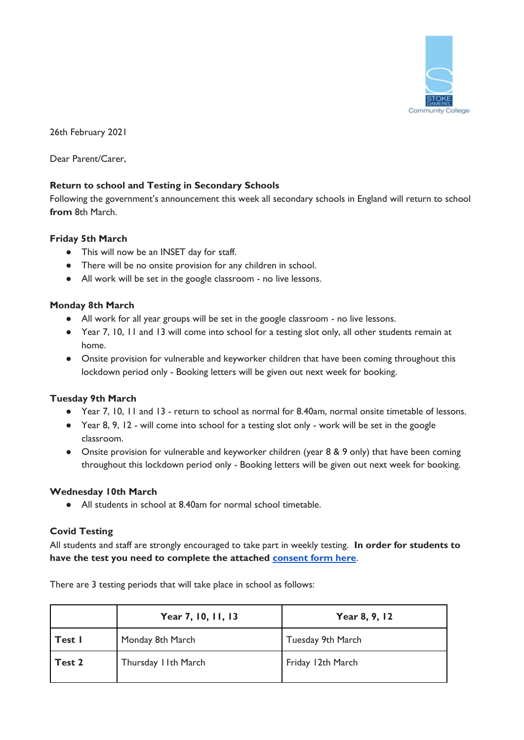26th February 2021

Dear Parent/Carer,

**Return to school and Testing in Secondary Schools**

Following the government's announcement this week all secondary schools in England will return to school **from** 8th March.

**Friday 5th March**

- This will now be an INSET day for staff.
- There will be no onsite provision for any children in school.
- All work will be set in the google classroom - no live lessons.

**Monday 8th March**

- All work for all year groups will be set in the google classroom - no live lessons.
- Year 7, 10, 11 and 13 will come into school for a testing slot only, all other students remain at home.
- Onsite provision for vulnerable and keyworker children that have been coming throughout this lockdown period only - Booking letters will be given out next week for booking.

**Tuesday 9th March**

- Year 7, 10, 11 and 13 - return to school as normal for 8.40am, normal onsite timetable of lessons.
- Year 8, 9, 12 - will come into school for a testing slot only - work will be set in the google classroom.
- Onsite provision for vulnerable and keyworker children (year 8 & 9 only) that have been coming throughout this lockdown period only - Booking letters will be given out next week for booking.

**Wednesday 10th March**

- All students in school at 8.40am for normal school timetable.

**Covid Testing**

All students and staff are strongly encouraged to take part in weekly testing. **In order for students to have the test you need to complete the attached consent form here.**

There are 3 testing periods that will take place in school as follows:

| | **Year 7, 10, 11, 13** | **Year 8, 9, 12** |
|---|---|---|
| **Test 1** | Monday 8th March | Tuesday 9th March |
| **Test 2** | Thursday 11th March | Friday 12th March |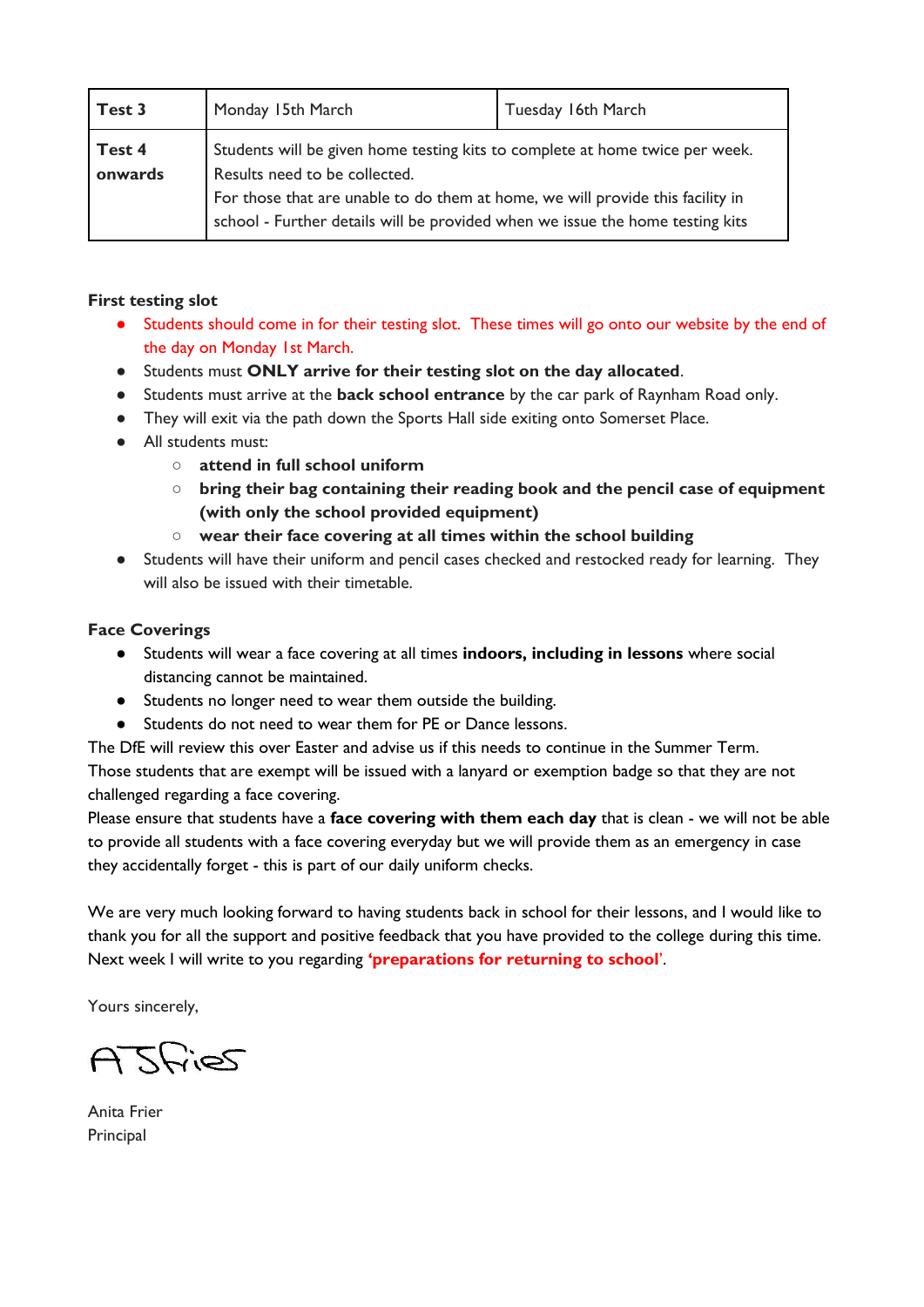| | | |
|---|---|---|
| **Test 3** | Monday 15th March | Tuesday 16th March |
| **Test 4 onwards** | Students will be given home testing kits to complete at home twice per week. Results need to be collected. For those that are unable to do them at home, we will provide this facility in school - Further details will be provided when we issue the home testing kits | |

**First testing slot**

- Students should come in for their testing slot. These times will go onto our website by the end of the day on Monday 1st March.
- Students must **ONLY arrive for their testing slot on the day allocated**.
- Students must arrive at the **back school entrance** by the car park of Raynham Road only.
- They will exit via the path down the Sports Hall side exiting onto Somerset Place.
- All students must:
  - **attend in full school uniform**
  - **bring their bag containing their reading book and the pencil case of equipment (with only the school provided equipment)**
  - **wear their face covering at all times within the school building**
- Students will have their uniform and pencil cases checked and restocked ready for learning. They will also be issued with their timetable.

**Face Coverings**

- Students will wear a face covering at all times **indoors, including in lessons** where social distancing cannot be maintained.
- Students no longer need to wear them outside the building.
- Students do not need to wear them for PE or Dance lessons.

The DfE will review this over Easter and advise us if this needs to continue in the Summer Term.
Those students that are exempt will be issued with a lanyard or exemption badge so that they are not challenged regarding a face covering.
Please ensure that students have a **face covering with them each day** that is clean - we will not be able to provide all students with a face covering everyday but we will provide them as an emergency in case they accidentally forget - this is part of our daily uniform checks.

We are very much looking forward to having students back in school for their lessons, and I would like to thank you for all the support and positive feedback that you have provided to the college during this time. Next week I will write to you regarding **'preparations for returning to school'**.

Yours sincerely,

Anita Frier
Principal